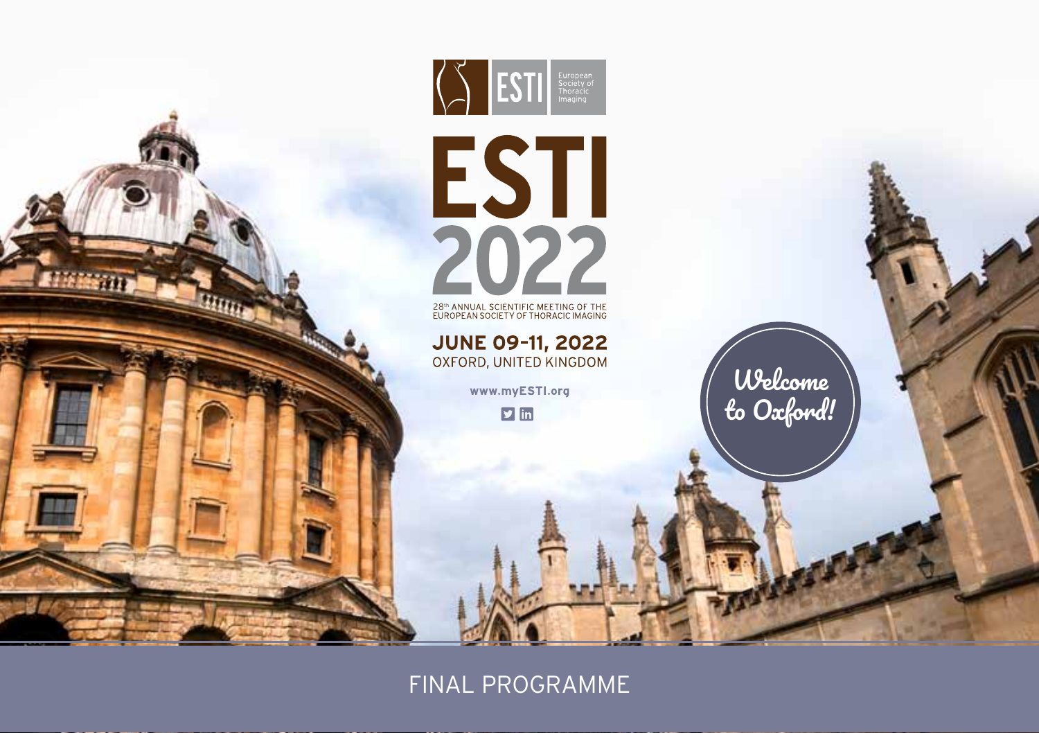ESTI

European Society of Thoracic Imaging

# ESTI 2022

28th ANNUAL SCIENTIFIC MEETING OF THE EUROPEAN SOCIETY OF THORACIC IMAGING

**JUNE 09-11, 2022**

OXFORD, UNITED KINGDOM

**www.myESTI.org**

Welcome to Oxford!

FINAL PROGRAMME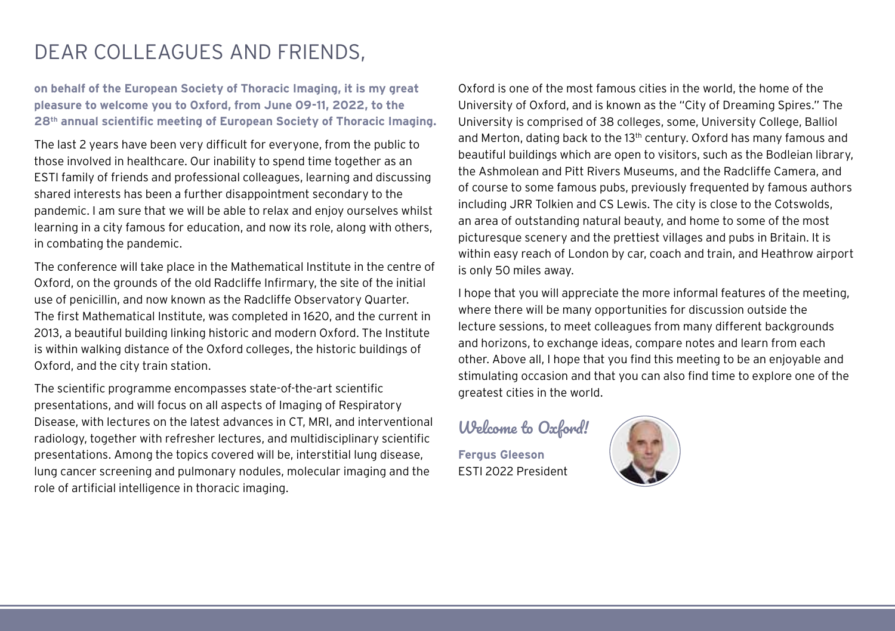# DEAR COLLEAGUES AND FRIENDS,

**on behalf of the European Society of Thoracic Imaging, it is my great pleasure to welcome you to Oxford, from June 09-11, 2022, to the 28th annual scientific meeting of European Society of Thoracic Imaging.**

The last 2 years have been very difficult for everyone, from the public to those involved in healthcare. Our inability to spend time together as an ESTI family of friends and professional colleagues, learning and discussing shared interests has been a further disappointment secondary to the pandemic. I am sure that we will be able to relax and enjoy ourselves whilst learning in a city famous for education, and now its role, along with others, in combating the pandemic.

The conference will take place in the Mathematical Institute in the centre of Oxford, on the grounds of the old Radcliffe Infirmary, the site of the initial use of penicillin, and now known as the Radcliffe Observatory Quarter. The first Mathematical Institute, was completed in 1620, and the current in 2013, a beautiful building linking historic and modern Oxford. The Institute is within walking distance of the Oxford colleges, the historic buildings of Oxford, and the city train station.

The scientific programme encompasses state-of-the-art scientific presentations, and will focus on all aspects of Imaging of Respiratory Disease, with lectures on the latest advances in CT, MRI, and interventional radiology, together with refresher lectures, and multidisciplinary scientific presentations. Among the topics covered will be, interstitial lung disease, lung cancer screening and pulmonary nodules, molecular imaging and the role of artificial intelligence in thoracic imaging.

Oxford is one of the most famous cities in the world, the home of the University of Oxford, and is known as the "City of Dreaming Spires." The University is comprised of 38 colleges, some, University College, Balliol and Merton, dating back to the 13th century. Oxford has many famous and beautiful buildings which are open to visitors, such as the Bodleian library, the Ashmolean and Pitt Rivers Museums, and the Radcliffe Camera, and of course to some famous pubs, previously frequented by famous authors including JRR Tolkien and CS Lewis. The city is close to the Cotswolds, an area of outstanding natural beauty, and home to some of the most picturesque scenery and the prettiest villages and pubs in Britain. It is within easy reach of London by car, coach and train, and Heathrow airport is only 50 miles away.

I hope that you will appreciate the more informal features of the meeting, where there will be many opportunities for discussion outside the lecture sessions, to meet colleagues from many different backgrounds and horizons, to exchange ideas, compare notes and learn from each other. Above all, I hope that you find this meeting to be an enjoyable and stimulating occasion and that you can also find time to explore one of the greatest cities in the world.

*Welcome to Oxford!*

**Fergus Gleeson**
ESTI 2022 President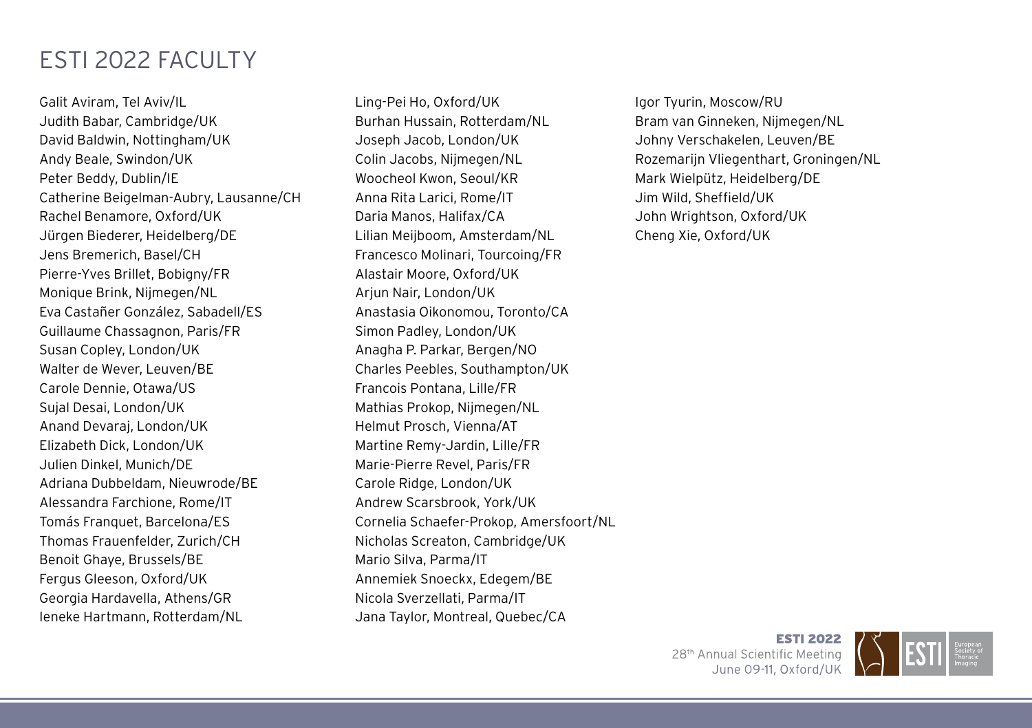# ESTI 2022 FACULTY

Galit Aviram, Tel Aviv/IL
Judith Babar, Cambridge/UK
David Baldwin, Nottingham/UK
Andy Beale, Swindon/UK
Peter Beddy, Dublin/IE
Catherine Beigelman-Aubry, Lausanne/CH
Rachel Benamore, Oxford/UK
Jürgen Biederer, Heidelberg/DE
Jens Bremerich, Basel/CH
Pierre-Yves Brillet, Bobigny/FR
Monique Brink, Nijmegen/NL
Eva Castañer González, Sabadell/ES
Guillaume Chassagnon, Paris/FR
Susan Copley, London/UK
Walter de Wever, Leuven/BE
Carole Dennie, Otawa/US
Sujal Desai, London/UK
Anand Devaraj, London/UK
Elizabeth Dick, London/UK
Julien Dinkel, Munich/DE
Adriana Dubbeldam, Nieuwrode/BE
Alessandra Farchione, Rome/IT
Tomás Franquet, Barcelona/ES
Thomas Frauenfelder, Zurich/CH
Benoit Ghaye, Brussels/BE
Fergus Gleeson, Oxford/UK
Georgia Hardavella, Athens/GR
Ieneke Hartmann, Rotterdam/NL
Ling-Pei Ho, Oxford/UK
Burhan Hussain, Rotterdam/NL
Joseph Jacob, London/UK
Colin Jacobs, Nijmegen/NL
Woocheol Kwon, Seoul/KR
Anna Rita Larici, Rome/IT
Daria Manos, Halifax/CA
Lilian Meijboom, Amsterdam/NL
Francesco Molinari, Tourcoing/FR
Alastair Moore, Oxford/UK
Arjun Nair, London/UK
Anastasia Oikonomou, Toronto/CA
Simon Padley, London/UK
Anagha P. Parkar, Bergen/NO
Charles Peebles, Southampton/UK
Francois Pontana, Lille/FR
Mathias Prokop, Nijmegen/NL
Helmut Prosch, Vienna/AT
Martine Remy-Jardin, Lille/FR
Marie-Pierre Revel, Paris/FR
Carole Ridge, London/UK
Andrew Scarsbrook, York/UK
Cornelia Schaefer-Prokop, Amersfoort/NL
Nicholas Screaton, Cambridge/UK
Mario Silva, Parma/IT
Annemiek Snoeckx, Edegem/BE
Nicola Sverzellati, Parma/IT
Jana Taylor, Montreal, Quebec/CA
Igor Tyurin, Moscow/RU
Bram van Ginneken, Nijmegen/NL
Johny Verschakelen, Leuven/BE
Rozemarijn Vliegenthart, Groningen/NL
Mark Wielpütz, Heidelberg/DE
Jim Wild, Sheffield/UK
John Wrightson, Oxford/UK
Cheng Xie, Oxford/UK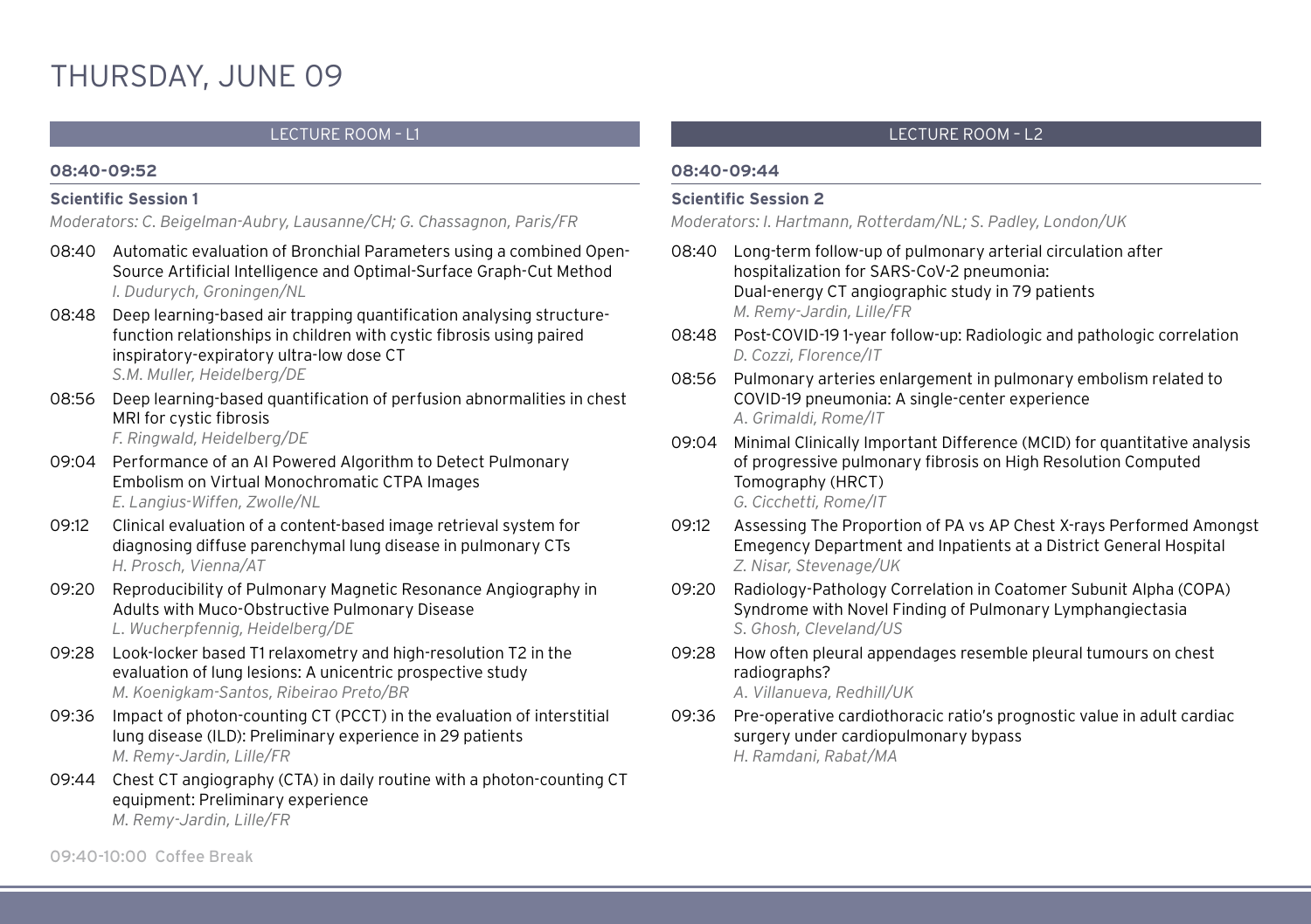# THURSDAY, JUNE 09

## LECTURE ROOM – L1

**08:40-09:52**

**Scientific Session 1**

*Moderators: C. Beigelman-Aubry, Lausanne/CH; G. Chassagnon, Paris/FR*

- 08:40 Automatic evaluation of Bronchial Parameters using a combined Open-Source Artificial Intelligence and Optimal-Surface Graph-Cut Method
  *I. Dudurych, Groningen/NL*
- 08:48 Deep learning-based air trapping quantification analysing structure-function relationships in children with cystic fibrosis using paired inspiratory-expiratory ultra-low dose CT
  *S.M. Muller, Heidelberg/DE*
- 08:56 Deep learning-based quantification of perfusion abnormalities in chest MRI for cystic fibrosis
  *F. Ringwald, Heidelberg/DE*
- 09:04 Performance of an AI Powered Algorithm to Detect Pulmonary Embolism on Virtual Monochromatic CTPA Images
  *E. Langius-Wiffen, Zwolle/NL*
- 09:12 Clinical evaluation of a content-based image retrieval system for diagnosing diffuse parenchymal lung disease in pulmonary CTs
  *H. Prosch, Vienna/AT*
- 09:20 Reproducibility of Pulmonary Magnetic Resonance Angiography in Adults with Muco-Obstructive Pulmonary Disease
  *L. Wucherpfennig, Heidelberg/DE*
- 09:28 Look-locker based T1 relaxometry and high-resolution T2 in the evaluation of lung lesions: A unicentric prospective study
  *M. Koenigkam-Santos, Ribeirao Preto/BR*
- 09:36 Impact of photon-counting CT (PCCT) in the evaluation of interstitial lung disease (ILD): Preliminary experience in 29 patients
  *M. Remy-Jardin, Lille/FR*
- 09:44 Chest CT angiography (CTA) in daily routine with a photon-counting CT equipment: Preliminary experience
  *M. Remy-Jardin, Lille/FR*

**09:40-10:00 Coffee Break**

## LECTURE ROOM – L2

**08:40-09:44**

**Scientific Session 2**

*Moderators: I. Hartmann, Rotterdam/NL; S. Padley, London/UK*

- 08:40 Long-term follow-up of pulmonary arterial circulation after hospitalization for SARS-CoV-2 pneumonia: Dual-energy CT angiographic study in 79 patients
  *M. Remy-Jardin, Lille/FR*
- 08:48 Post-COVID-19 1-year follow-up: Radiologic and pathologic correlation
  *D. Cozzi, Florence/IT*
- 08:56 Pulmonary arteries enlargement in pulmonary embolism related to COVID-19 pneumonia: A single-center experience
  *A. Grimaldi, Rome/IT*
- 09:04 Minimal Clinically Important Difference (MCID) for quantitative analysis of progressive pulmonary fibrosis on High Resolution Computed Tomography (HRCT)
  *G. Cicchetti, Rome/IT*
- 09:12 Assessing The Proportion of PA vs AP Chest X-rays Performed Amongst Emegency Department and Inpatients at a District General Hospital
  *Z. Nisar, Stevenage/UK*
- 09:20 Radiology-Pathology Correlation in Coatomer Subunit Alpha (COPA) Syndrome with Novel Finding of Pulmonary Lymphangiectasia
  *S. Ghosh, Cleveland/US*
- 09:28 How often pleural appendages resemble pleural tumours on chest radiographs?
  *A. Villanueva, Redhill/UK*
- 09:36 Pre-operative cardiothoracic ratio's prognostic value in adult cardiac surgery under cardiopulmonary bypass
  *H. Ramdani, Rabat/MA*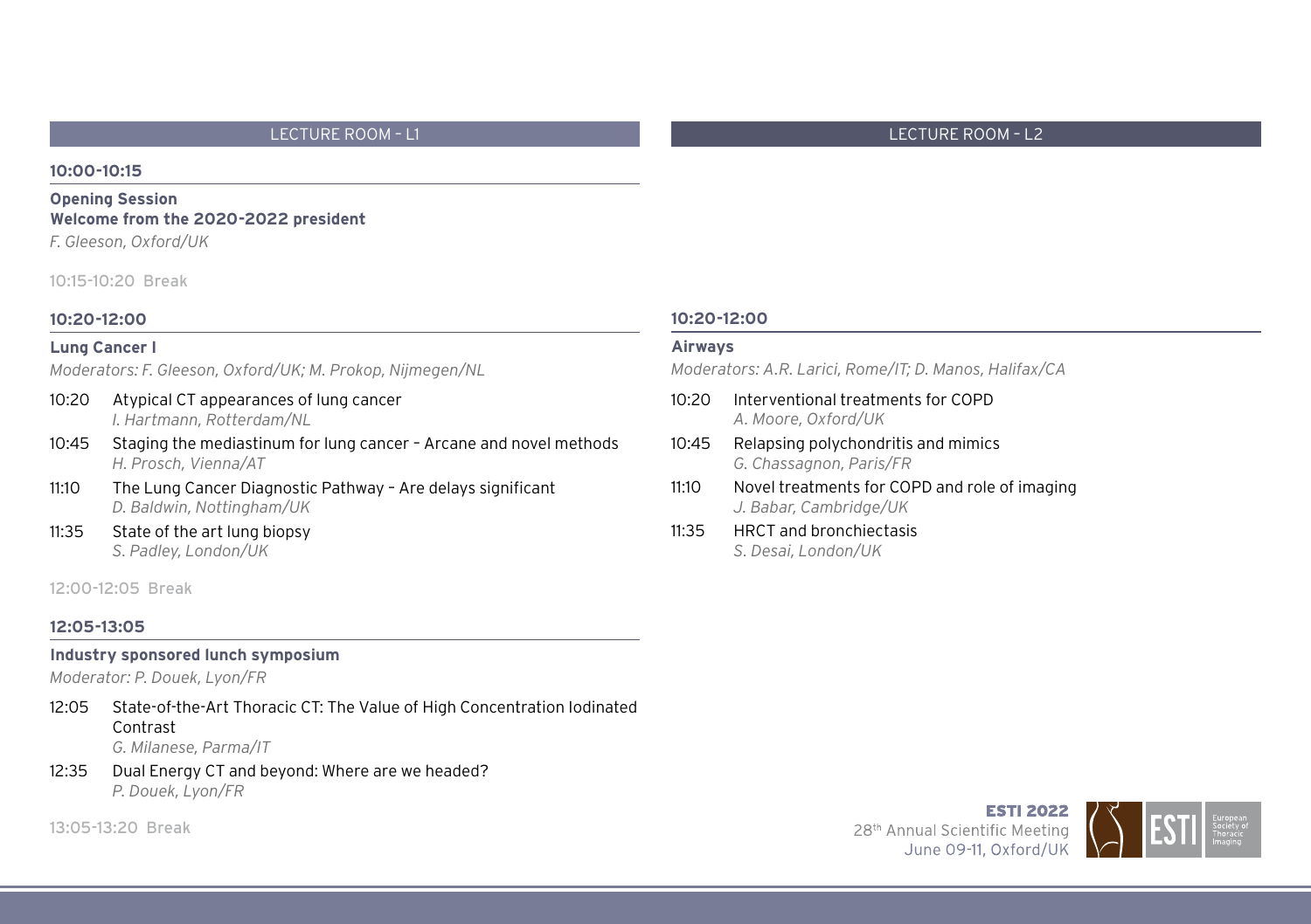## LECTURE ROOM – L1

### 10:00-10:15

**Opening Session**
**Welcome from the 2020-2022 president**
*F. Gleeson, Oxford/UK*

10:15-10:20 Break

### 10:20-12:00

**Lung Cancer I**
*Moderators: F. Gleeson, Oxford/UK; M. Prokop, Nijmegen/NL*

- 10:20 Atypical CT appearances of lung cancer
  *I. Hartmann, Rotterdam/NL*
- 10:45 Staging the mediastinum for lung cancer – Arcane and novel methods
  *H. Prosch, Vienna/AT*
- 11:10 The Lung Cancer Diagnostic Pathway – Are delays significant
  *D. Baldwin, Nottingham/UK*
- 11:35 State of the art lung biopsy
  *S. Padley, London/UK*

12:00-12:05 Break

### 12:05-13:05

**Industry sponsored lunch symposium**
*Moderator: P. Douek, Lyon/FR*

- 12:05 State-of-the-Art Thoracic CT: The Value of High Concentration Iodinated Contrast
  *G. Milanese, Parma/IT*
- 12:35 Dual Energy CT and beyond: Where are we headed?
  *P. Douek, Lyon/FR*

13:05-13:20 Break

## LECTURE ROOM – L2

### 10:20-12:00

**Airways**
*Moderators: A.R. Larici, Rome/IT; D. Manos, Halifax/CA*

- 10:20 Interventional treatments for COPD
  *A. Moore, Oxford/UK*
- 10:45 Relapsing polychondritis and mimics
  *G. Chassagnon, Paris/FR*
- 11:10 Novel treatments for COPD and role of imaging
  *J. Babar, Cambridge/UK*
- 11:35 HRCT and bronchiectasis
  *S. Desai, London/UK*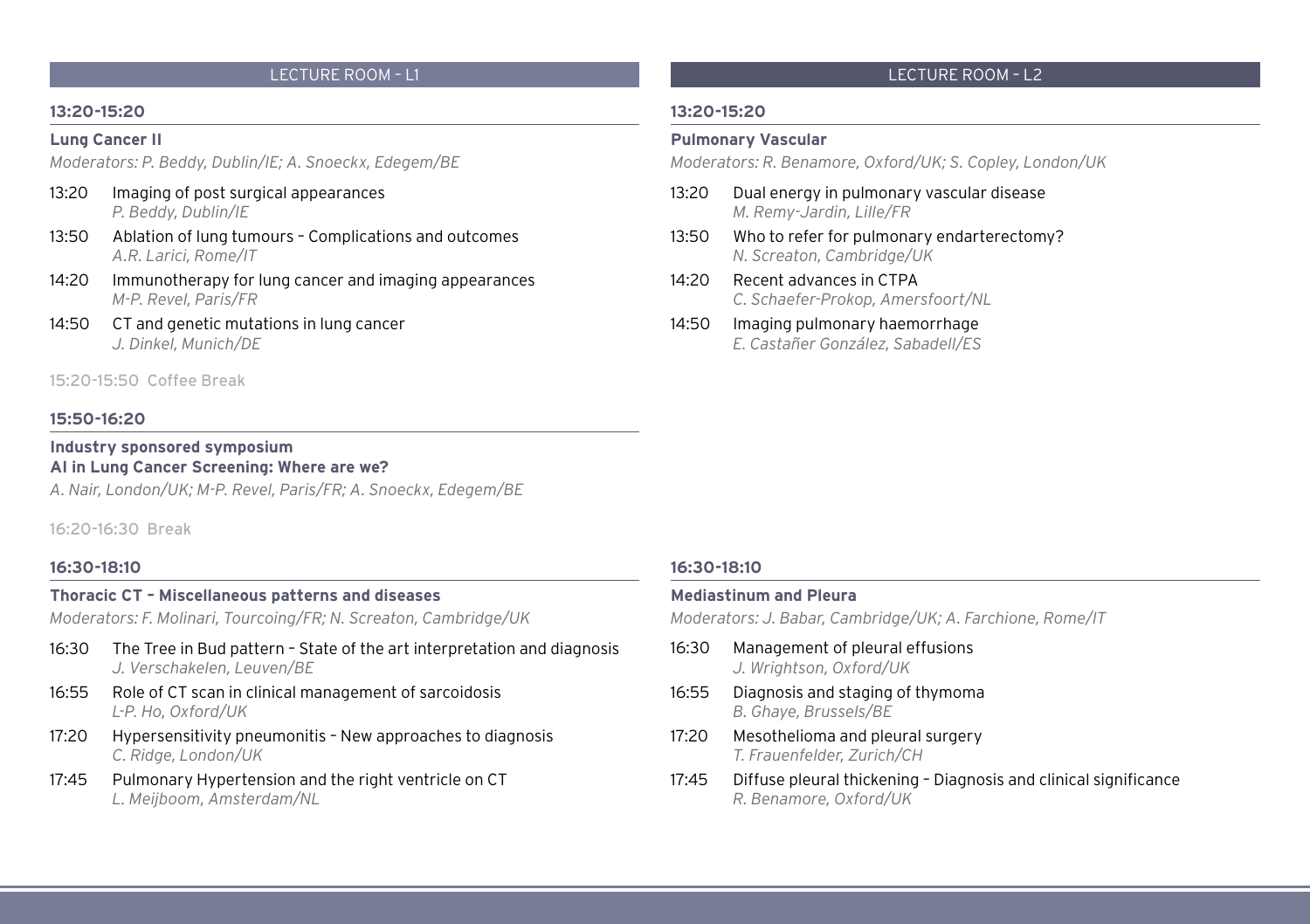## LECTURE ROOM – L1

### 13:20-15:20

**Lung Cancer II**

*Moderators: P. Beddy, Dublin/IE; A. Snoeckx, Edegem/BE*

- 13:20 Imaging of post surgical appearances
  *P. Beddy, Dublin/IE*
- 13:50 Ablation of lung tumours – Complications and outcomes
  *A.R. Larici, Rome/IT*
- 14:20 Immunotherapy for lung cancer and imaging appearances
  *M-P. Revel, Paris/FR*
- 14:50 CT and genetic mutations in lung cancer
  *J. Dinkel, Munich/DE*

15:20-15:50 Coffee Break

### 15:50-16:20

**Industry sponsored symposium**
**AI in Lung Cancer Screening: Where are we?**

*A. Nair, London/UK; M-P. Revel, Paris/FR; A. Snoeckx, Edegem/BE*

16:20-16:30 Break

### 16:30-18:10

**Thoracic CT – Miscellaneous patterns and diseases**

*Moderators: F. Molinari, Tourcoing/FR; N. Screaton, Cambridge/UK*

- 16:30 The Tree in Bud pattern – State of the art interpretation and diagnosis
  *J. Verschakelen, Leuven/BE*
- 16:55 Role of CT scan in clinical management of sarcoidosis
  *L-P. Ho, Oxford/UK*
- 17:20 Hypersensitivity pneumonitis – New approaches to diagnosis
  *C. Ridge, London/UK*
- 17:45 Pulmonary Hypertension and the right ventricle on CT
  *L. Meijboom, Amsterdam/NL*

## LECTURE ROOM – L2

### 13:20-15:20

**Pulmonary Vascular**

*Moderators: R. Benamore, Oxford/UK; S. Copley, London/UK*

- 13:20 Dual energy in pulmonary vascular disease
  *M. Remy-Jardin, Lille/FR*
- 13:50 Who to refer for pulmonary endarterectomy?
  *N. Screaton, Cambridge/UK*
- 14:20 Recent advances in CTPA
  *C. Schaefer-Prokop, Amersfoort/NL*
- 14:50 Imaging pulmonary haemorrhage
  *E. Castañer González, Sabadell/ES*

### 16:30-18:10

**Mediastinum and Pleura**

*Moderators: J. Babar, Cambridge/UK; A. Farchione, Rome/IT*

- 16:30 Management of pleural effusions
  *J. Wrightson, Oxford/UK*
- 16:55 Diagnosis and staging of thymoma
  *B. Ghaye, Brussels/BE*
- 17:20 Mesothelioma and pleural surgery
  *T. Frauenfelder, Zurich/CH*
- 17:45 Diffuse pleural thickening – Diagnosis and clinical significance
  *R. Benamore, Oxford/UK*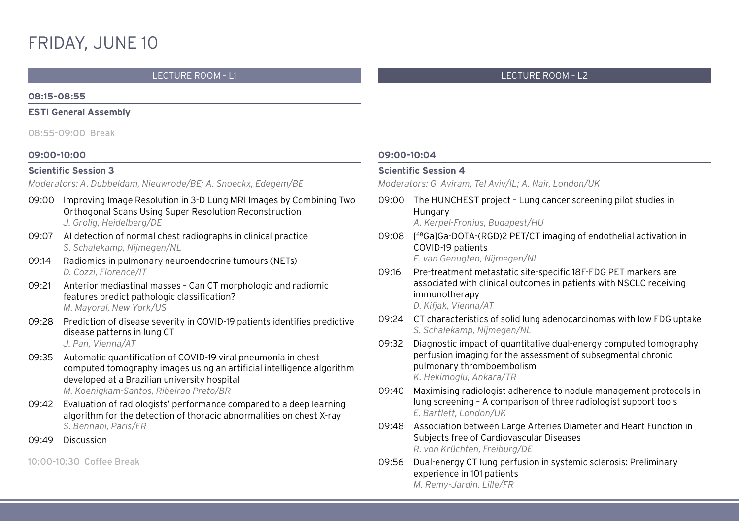# FRIDAY, JUNE 10

## LECTURE ROOM – L1

**08:15-08:55**

**ESTI General Assembly**

08:55-09:00 Break

**09:00-10:00**

**Scientific Session 3**

*Moderators: A. Dubbeldam, Nieuwrode/BE; A. Snoeckx, Edegem/BE*

- 09:00 Improving Image Resolution in 3-D Lung MRI Images by Combining Two Orthogonal Scans Using Super Resolution Reconstruction
  *J. Grolig, Heidelberg/DE*
- 09:07 AI detection of normal chest radiographs in clinical practice
  *S. Schalekamp, Nijmegen/NL*
- 09:14 Radiomics in pulmonary neuroendocrine tumours (NETs)
  *D. Cozzi, Florence/IT*
- 09:21 Anterior mediastinal masses – Can CT morphologic and radiomic features predict pathologic classification?
  *M. Mayoral, New York/US*
- 09:28 Prediction of disease severity in COVID-19 patients identifies predictive disease patterns in lung CT
  *J. Pan, Vienna/AT*
- 09:35 Automatic quantification of COVID-19 viral pneumonia in chest computed tomography images using an artificial intelligence algorithm developed at a Brazilian university hospital
  *M. Koenigkam-Santos, Ribeirao Preto/BR*
- 09:42 Evaluation of radiologists' performance compared to a deep learning algorithm for the detection of thoracic abnormalities on chest X-ray
  *S. Bennani, Paris/FR*
- 09:49 Discussion

10:00-10:30 Coffee Break

## LECTURE ROOM – L2

**09:00-10:04**

**Scientific Session 4**

*Moderators: G. Aviram, Tel Aviv/IL; A. Nair, London/UK*

- 09:00 The HUNCHEST project – Lung cancer screening pilot studies in Hungary
  *A. Kerpel-Fronius, Budapest/HU*
- 09:08 [$^{68}$Ga]Ga-DOTA-(RGD)2 PET/CT imaging of endothelial activation in COVID-19 patients
  *E. van Genugten, Nijmegen/NL*
- 09:16 Pre-treatment metastatic site-specific 18F-FDG PET markers are associated with clinical outcomes in patients with NSCLC receiving immunotherapy
  *D. Kifjak, Vienna/AT*
- 09:24 CT characteristics of solid lung adenocarcinomas with low FDG uptake
  *S. Schalekamp, Nijmegen/NL*
- 09:32 Diagnostic impact of quantitative dual-energy computed tomography perfusion imaging for the assessment of subsegmental chronic pulmonary thromboembolism
  *K. Hekimoglu, Ankara/TR*
- 09:40 Maximising radiologist adherence to nodule management protocols in lung screening – A comparison of three radiologist support tools
  *E. Bartlett, London/UK*
- 09:48 Association between Large Arteries Diameter and Heart Function in Subjects free of Cardiovascular Diseases
  *R. von Krüchten, Freiburg/DE*
- 09:56 Dual-energy CT lung perfusion in systemic sclerosis: Preliminary experience in 101 patients
  *M. Remy-Jardin, Lille/FR*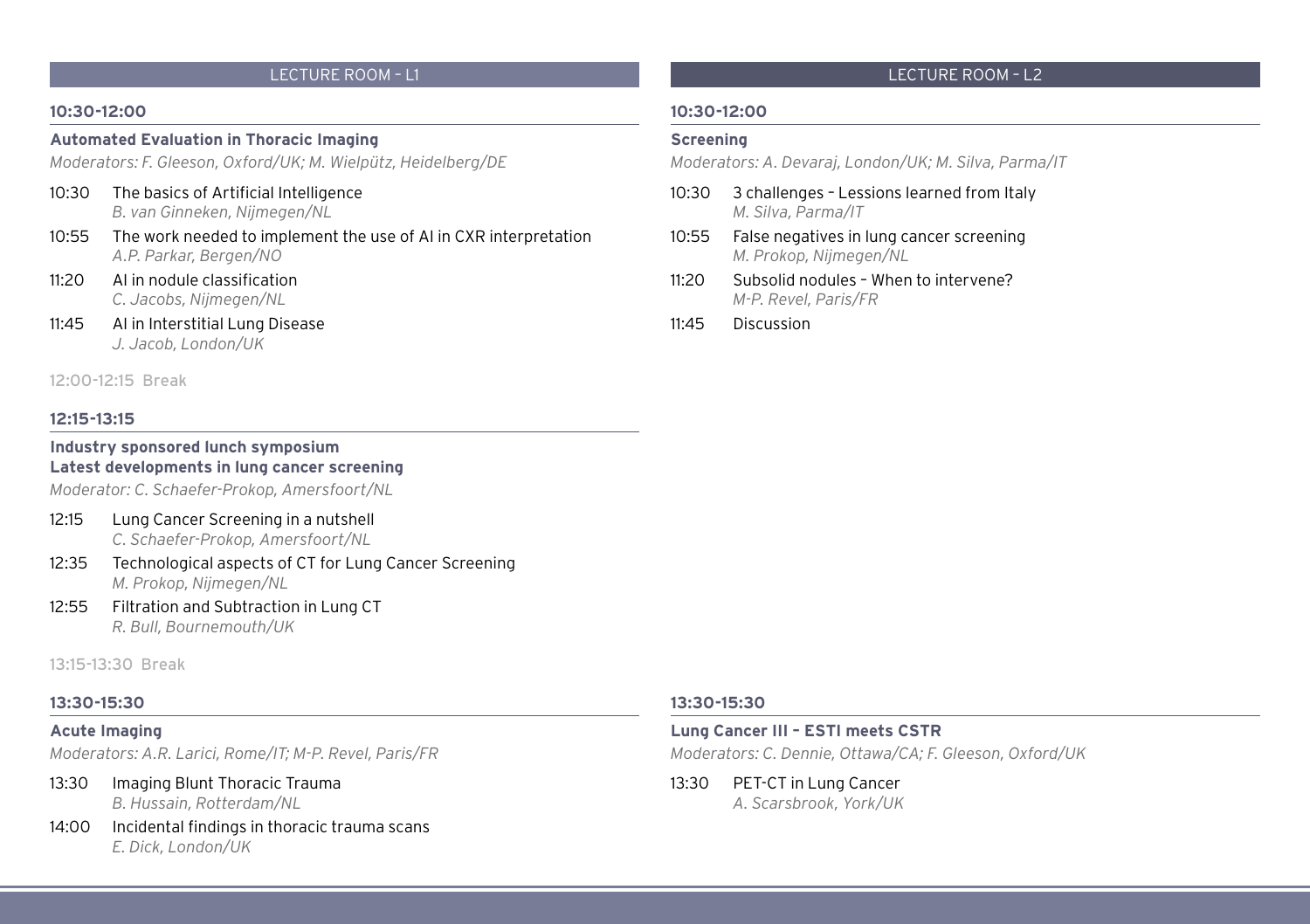## LECTURE ROOM – L1

### 10:30-12:00

**Automated Evaluation in Thoracic Imaging**

*Moderators: F. Gleeson, Oxford/UK; M. Wielpütz, Heidelberg/DE*

- 10:30 The basics of Artificial Intelligence
  *B. van Ginneken, Nijmegen/NL*
- 10:55 The work needed to implement the use of AI in CXR interpretation
  *A.P. Parkar, Bergen/NO*
- 11:20 AI in nodule classification
  *C. Jacobs, Nijmegen/NL*
- 11:45 AI in Interstitial Lung Disease
  *J. Jacob, London/UK*

12:00-12:15 Break

### 12:15-13:15

**Industry sponsored lunch symposium**
**Latest developments in lung cancer screening**

*Moderator: C. Schaefer-Prokop, Amersfoort/NL*

- 12:15 Lung Cancer Screening in a nutshell
  *C. Schaefer-Prokop, Amersfoort/NL*
- 12:35 Technological aspects of CT for Lung Cancer Screening
  *M. Prokop, Nijmegen/NL*
- 12:55 Filtration and Subtraction in Lung CT
  *R. Bull, Bournemouth/UK*

13:15-13:30 Break

### 13:30-15:30

**Acute Imaging**

*Moderators: A.R. Larici, Rome/IT; M-P. Revel, Paris/FR*

- 13:30 Imaging Blunt Thoracic Trauma
  *B. Hussain, Rotterdam/NL*
- 14:00 Incidental findings in thoracic trauma scans
  *E. Dick, London/UK*

## LECTURE ROOM – L2

### 10:30-12:00

**Screening**

*Moderators: A. Devaraj, London/UK; M. Silva, Parma/IT*

- 10:30 3 challenges – Lessions learned from Italy
  *M. Silva, Parma/IT*
- 10:55 False negatives in lung cancer screening
  *M. Prokop, Nijmegen/NL*
- 11:20 Subsolid nodules – When to intervene?
  *M-P. Revel, Paris/FR*
- 11:45 Discussion

### 13:30-15:30

**Lung Cancer III – ESTI meets CSTR**

*Moderators: C. Dennie, Ottawa/CA; F. Gleeson, Oxford/UK*

- 13:30 PET-CT in Lung Cancer
  *A. Scarsbrook, York/UK*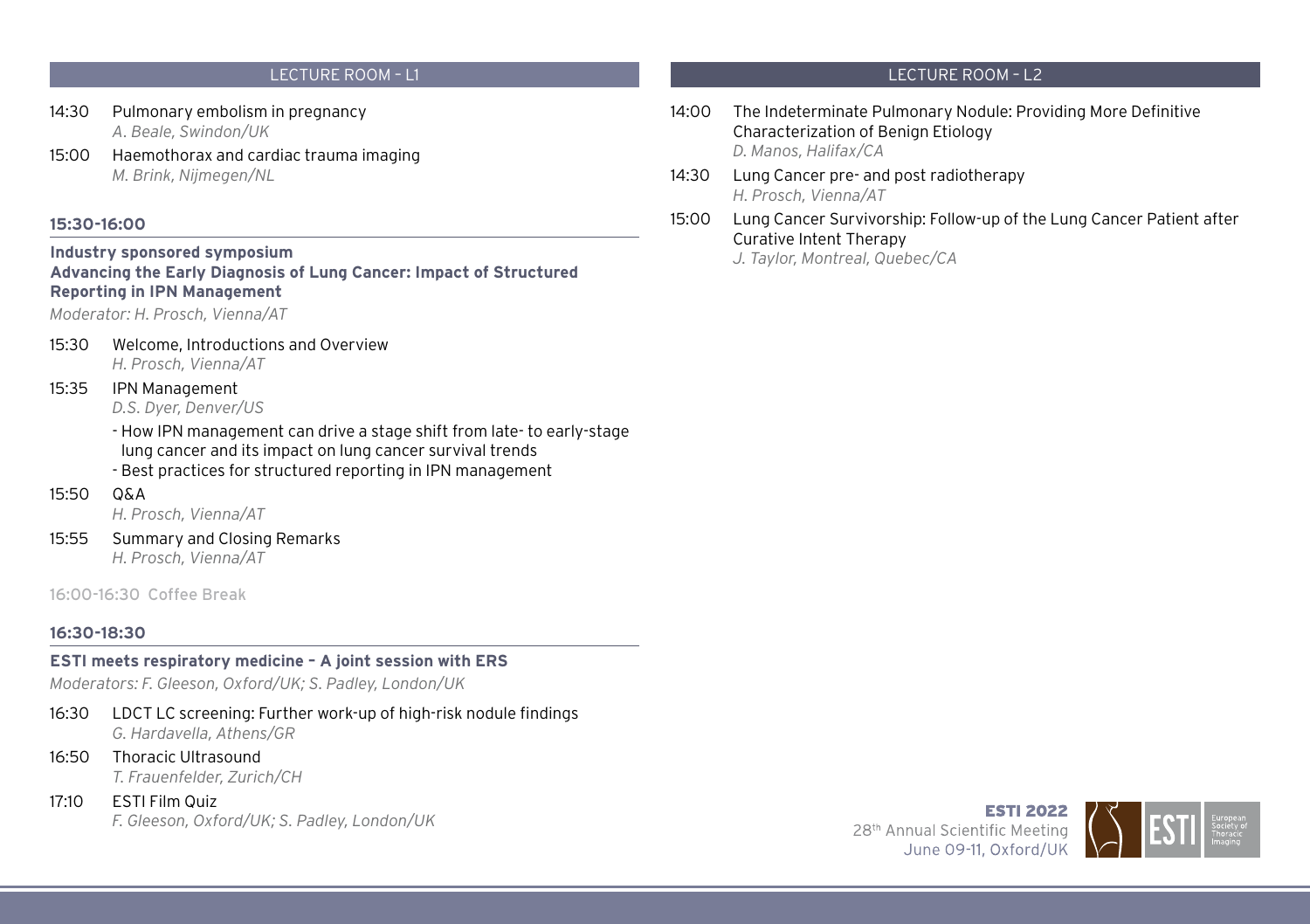## LECTURE ROOM – L1

14:30 Pulmonary embolism in pregnancy
*A. Beale, Swindon/UK*

15:00 Haemothorax and cardiac trauma imaging
*M. Brink, Nijmegen/NL*

### 15:30-16:00

**Industry sponsored symposium**
**Advancing the Early Diagnosis of Lung Cancer: Impact of Structured Reporting in IPN Management**

*Moderator: H. Prosch, Vienna/AT*

15:30 Welcome, Introductions and Overview
*H. Prosch, Vienna/AT*

15:35 IPN Management
*D.S. Dyer, Denver/US*

- How IPN management can drive a stage shift from late- to early-stage lung cancer and its impact on lung cancer survival trends
- Best practices for structured reporting in IPN management

15:50 Q&A
*H. Prosch, Vienna/AT*

15:55 Summary and Closing Remarks
*H. Prosch, Vienna/AT*

16:00-16:30 Coffee Break

### 16:30-18:30

**ESTI meets respiratory medicine – A joint session with ERS**

*Moderators: F. Gleeson, Oxford/UK; S. Padley, London/UK*

16:30 LDCT LC screening: Further work-up of high-risk nodule findings
*G. Hardavella, Athens/GR*

16:50 Thoracic Ultrasound
*T. Frauenfelder, Zurich/CH*

17:10 ESTI Film Quiz
*F. Gleeson, Oxford/UK; S. Padley, London/UK*

## LECTURE ROOM – L2

14:00 The Indeterminate Pulmonary Nodule: Providing More Definitive Characterization of Benign Etiology
*D. Manos, Halifax/CA*

14:30 Lung Cancer pre- and post radiotherapy
*H. Prosch, Vienna/AT*

15:00 Lung Cancer Survivorship: Follow-up of the Lung Cancer Patient after Curative Intent Therapy
*J. Taylor, Montreal, Quebec/CA*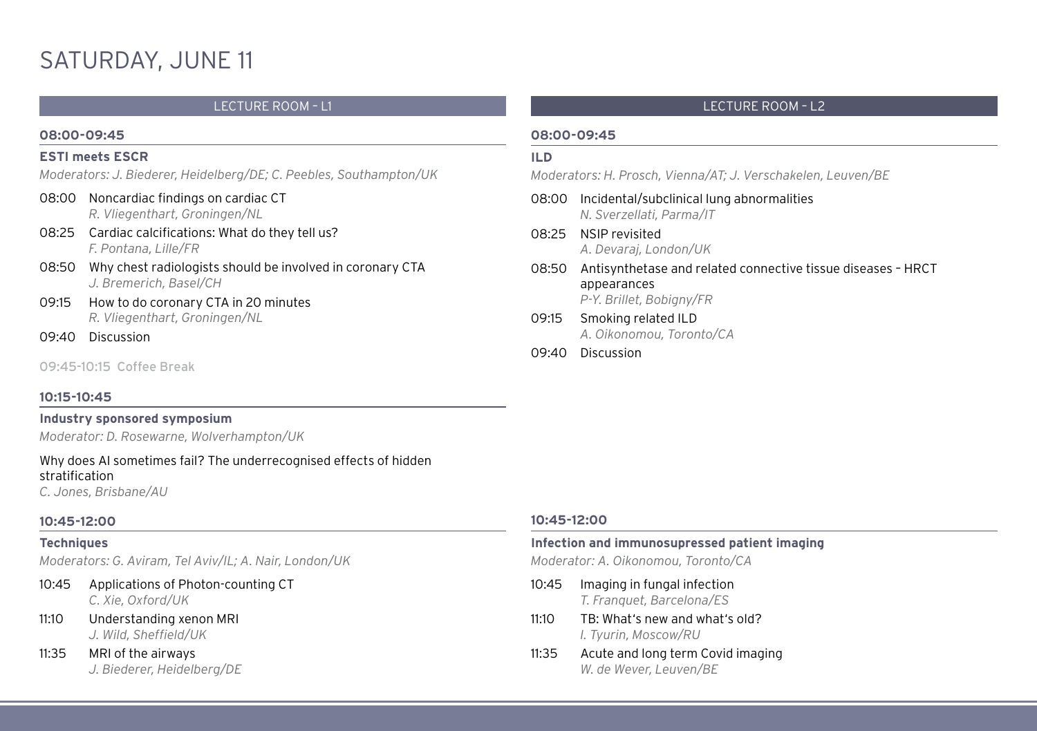# SATURDAY, JUNE 11

## LECTURE ROOM – L1

### 08:00-09:45

**ESTI meets ESCR**

*Moderators: J. Biederer, Heidelberg/DE; C. Peebles, Southampton/UK*

- 08:00 Noncardiac findings on cardiac CT
  *R. Vliegenthart, Groningen/NL*
- 08:25 Cardiac calcifications: What do they tell us?
  *F. Pontana, Lille/FR*
- 08:50 Why chest radiologists should be involved in coronary CTA
  *J. Bremerich, Basel/CH*
- 09:15 How to do coronary CTA in 20 minutes
  *R. Vliegenthart, Groningen/NL*
- 09:40 Discussion

09:45-10:15 Coffee Break

### 10:15-10:45

**Industry sponsored symposium**

*Moderator: D. Rosewarne, Wolverhampton/UK*

Why does AI sometimes fail? The underrecognised effects of hidden stratification
*C. Jones, Brisbane/AU*

### 10:45-12:00

**Techniques**

*Moderators: G. Aviram, Tel Aviv/IL; A. Nair, London/UK*

- 10:45 Applications of Photon-counting CT
  *C. Xie, Oxford/UK*
- 11:10 Understanding xenon MRI
  *J. Wild, Sheffield/UK*
- 11:35 MRI of the airways
  *J. Biederer, Heidelberg/DE*

## LECTURE ROOM – L2

### 08:00-09:45

**ILD**

*Moderators: H. Prosch, Vienna/AT; J. Verschakelen, Leuven/BE*

- 08:00 Incidental/subclinical lung abnormalities
  *N. Sverzellati, Parma/IT*
- 08:25 NSIP revisited
  *A. Devaraj, London/UK*
- 08:50 Antisynthetase and related connective tissue diseases – HRCT appearances
  *P-Y. Brillet, Bobigny/FR*
- 09:15 Smoking related ILD
  *A. Oikonomou, Toronto/CA*
- 09:40 Discussion

### 10:45-12:00

**Infection and immunosupressed patient imaging**

*Moderator: A. Oikonomou, Toronto/CA*

- 10:45 Imaging in fungal infection
  *T. Franquet, Barcelona/ES*
- 11:10 TB: What's new and what's old?
  *I. Tyurin, Moscow/RU*
- 11:35 Acute and long term Covid imaging
  *W. de Wever, Leuven/BE*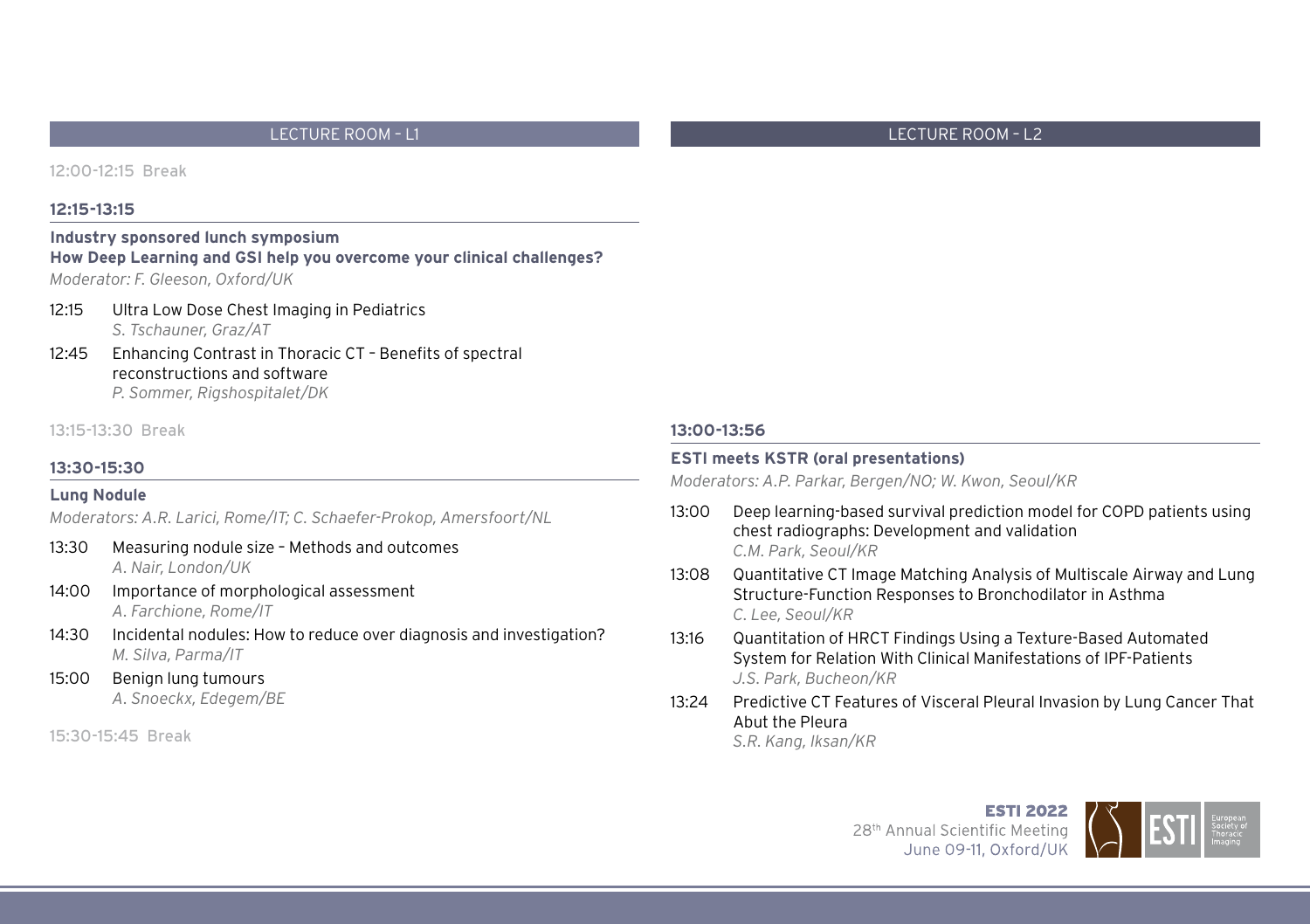## LECTURE ROOM – L1

12:00-12:15 Break

**12:15-13:15**

**Industry sponsored lunch symposium**
**How Deep Learning and GSI help you overcome your clinical challenges?**
*Moderator: F. Gleeson, Oxford/UK*

- 12:15 Ultra Low Dose Chest Imaging in Pediatrics
  *S. Tschauner, Graz/AT*
- 12:45 Enhancing Contrast in Thoracic CT – Benefits of spectral reconstructions and software
  *P. Sommer, Rigshospitalet/DK*

13:15-13:30 Break

**13:30-15:30**

**Lung Nodule**
*Moderators: A.R. Larici, Rome/IT; C. Schaefer-Prokop, Amersfoort/NL*

- 13:30 Measuring nodule size – Methods and outcomes
  *A. Nair, London/UK*
- 14:00 Importance of morphological assessment
  *A. Farchione, Rome/IT*
- 14:30 Incidental nodules: How to reduce over diagnosis and investigation?
  *M. Silva, Parma/IT*
- 15:00 Benign lung tumours
  *A. Snoeckx, Edegem/BE*

15:30-15:45 Break

## LECTURE ROOM – L2

**13:00-13:56**

**ESTI meets KSTR (oral presentations)**
*Moderators: A.P. Parkar, Bergen/NO; W. Kwon, Seoul/KR*

- 13:00 Deep learning-based survival prediction model for COPD patients using chest radiographs: Development and validation
  *C.M. Park, Seoul/KR*
- 13:08 Quantitative CT Image Matching Analysis of Multiscale Airway and Lung Structure-Function Responses to Bronchodilator in Asthma
  *C. Lee, Seoul/KR*
- 13:16 Quantitation of HRCT Findings Using a Texture-Based Automated System for Relation With Clinical Manifestations of IPF-Patients
  *J.S. Park, Bucheon/KR*
- 13:24 Predictive CT Features of Visceral Pleural Invasion by Lung Cancer That Abut the Pleura
  *S.R. Kang, Iksan/KR*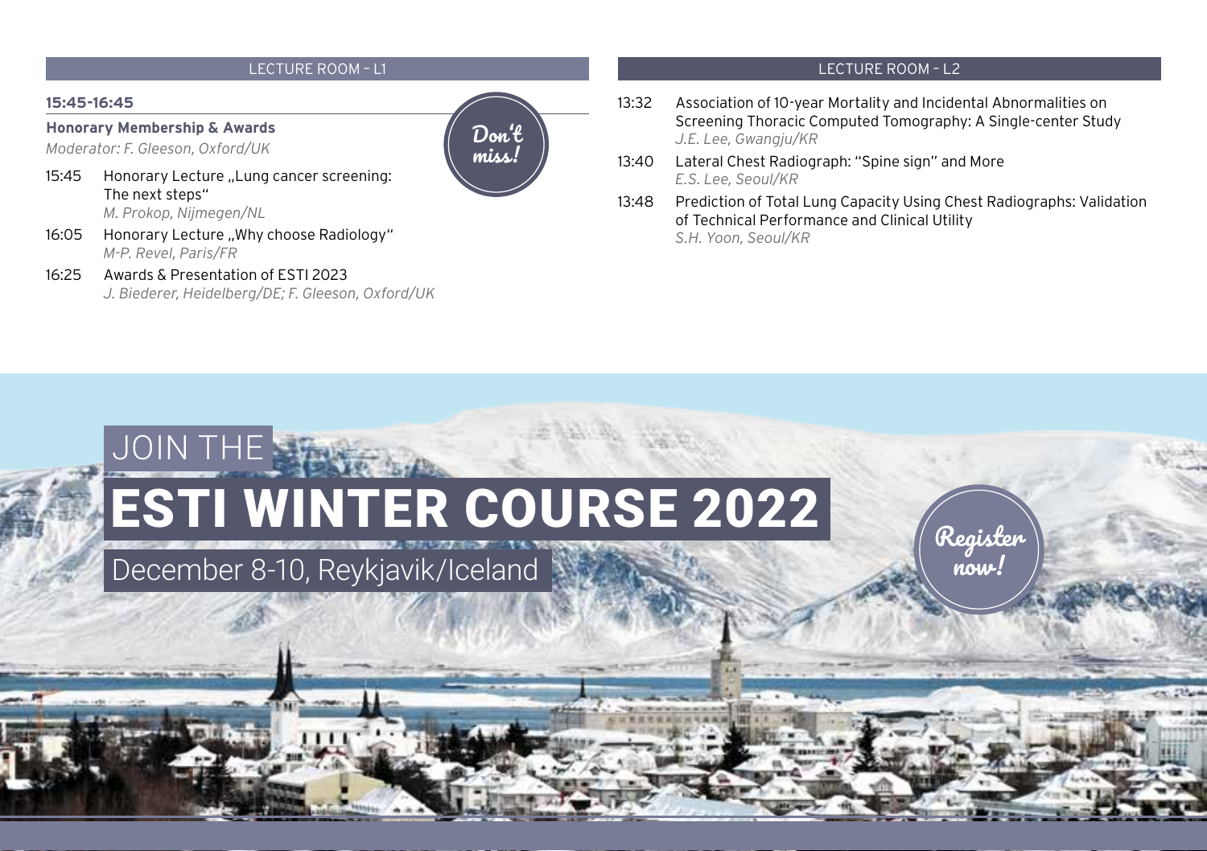## LECTURE ROOM – L1

### 15:45-16:45

**Honorary Membership & Awards**

*Moderator: F. Gleeson, Oxford/UK*

Don't miss!

- 15:45 Honorary Lecture „Lung cancer screening: The next steps"
  *M. Prokop, Nijmegen/NL*
- 16:05 Honorary Lecture „Why choose Radiology"
  *M-P. Revel, Paris/FR*
- 16:25 Awards & Presentation of ESTI 2023
  *J. Biederer, Heidelberg/DE; F. Gleeson, Oxford/UK*

## LECTURE ROOM – L2

- 13:32 Association of 10-year Mortality and Incidental Abnormalities on Screening Thoracic Computed Tomography: A Single-center Study
  *J.E. Lee, Gwangju/KR*
- 13:40 Lateral Chest Radiograph: "Spine sign" and More
  *E.S. Lee, Seoul/KR*
- 13:48 Prediction of Total Lung Capacity Using Chest Radiographs: Validation of Technical Performance and Clinical Utility
  *S.H. Yoon, Seoul/KR*

JOIN THE

# ESTI WINTER COURSE 2022

December 8-10, Reykjavik/Iceland

Register now!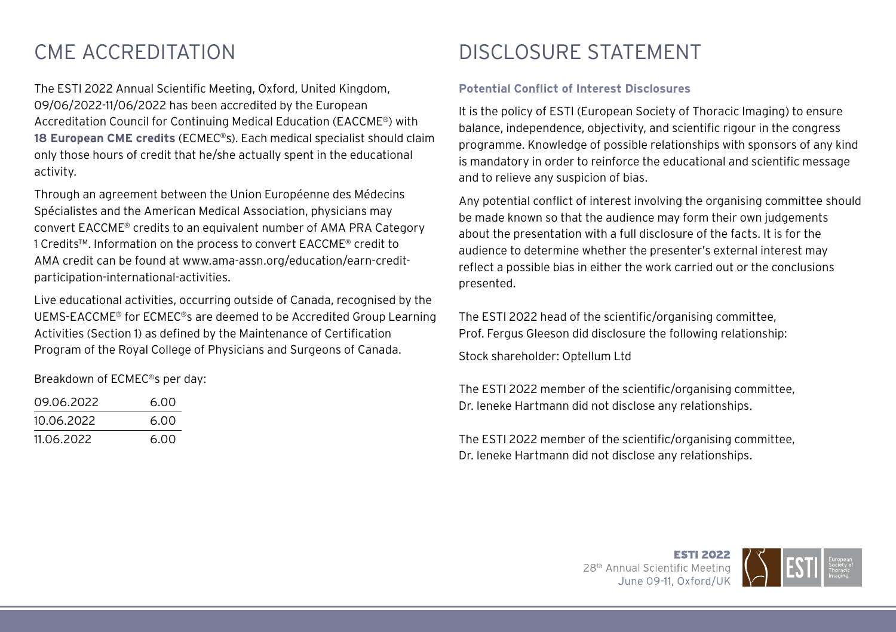# CME ACCREDITATION

The ESTI 2022 Annual Scientific Meeting, Oxford, United Kingdom, 09/06/2022-11/06/2022 has been accredited by the European Accreditation Council for Continuing Medical Education (EACCME®) with **18 European CME credits** (ECMEC®s). Each medical specialist should claim only those hours of credit that he/she actually spent in the educational activity.

Through an agreement between the Union Européenne des Médecins Spécialistes and the American Medical Association, physicians may convert EACCME® credits to an equivalent number of AMA PRA Category 1 Credits™. Information on the process to convert EACCME® credit to AMA credit can be found at www.ama-assn.org/education/earn-credit-participation-international-activities.

Live educational activities, occurring outside of Canada, recognised by the UEMS-EACCME® for ECMEC®s are deemed to be Accredited Group Learning Activities (Section 1) as defined by the Maintenance of Certification Program of the Royal College of Physicians and Surgeons of Canada.

Breakdown of ECMEC®s per day:

| | |
|---|---|
| 09.06.2022 | 6.00 |
| 10.06.2022 | 6.00 |
| 11.06.2022 | 6.00 |

# DISCLOSURE STATEMENT

**Potential Conflict of Interest Disclosures**

It is the policy of ESTI (European Society of Thoracic Imaging) to ensure balance, independence, objectivity, and scientific rigour in the congress programme. Knowledge of possible relationships with sponsors of any kind is mandatory in order to reinforce the educational and scientific message and to relieve any suspicion of bias.

Any potential conflict of interest involving the organising committee should be made known so that the audience may form their own judgements about the presentation with a full disclosure of the facts. It is for the audience to determine whether the presenter's external interest may reflect a possible bias in either the work carried out or the conclusions presented.

The ESTI 2022 head of the scientific/organising committee, Prof. Fergus Gleeson did disclosure the following relationship:

Stock shareholder: Optellum Ltd

The ESTI 2022 member of the scientific/organising committee, Dr. Ieneke Hartmann did not disclose any relationships.

The ESTI 2022 member of the scientific/organising committee, Dr. Ieneke Hartmann did not disclose any relationships.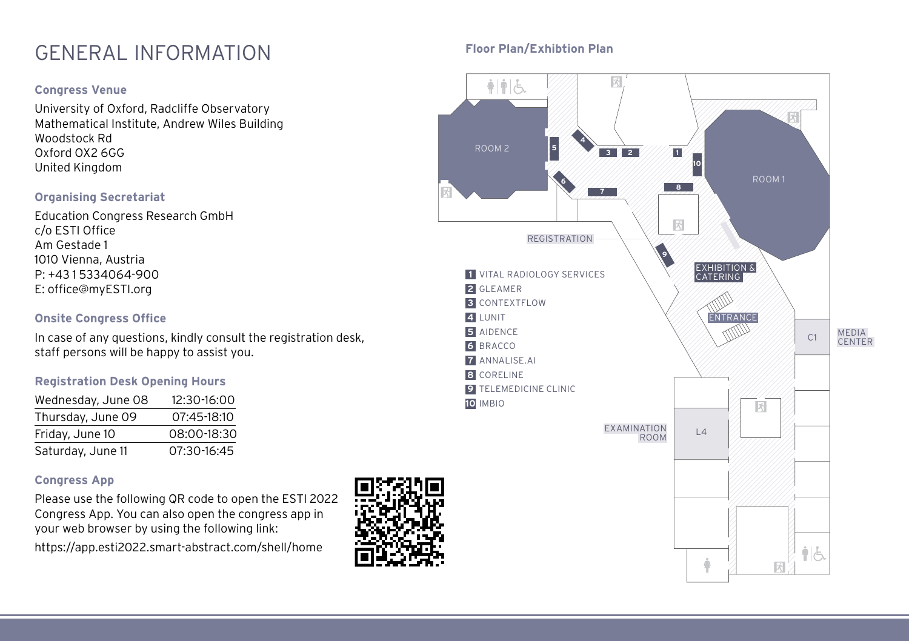# GENERAL INFORMATION

### Congress Venue

University of Oxford, Radcliffe Observatory
Mathematical Institute, Andrew Wiles Building
Woodstock Rd
Oxford OX2 6GG
United Kingdom

### Organising Secretariat

Education Congress Research GmbH
c/o ESTI Office
Am Gestade 1
1010 Vienna, Austria
P: +43 1 5334064-900
E: office@myESTI.org

### Onsite Congress Office

In case of any questions, kindly consult the registration desk, staff persons will be happy to assist you.

### Registration Desk Opening Hours

| | |
|---|---|
| Wednesday, June 08 | 12:30-16:00 |
| Thursday, June 09 | 07:45-18:10 |
| Friday, June 10 | 08:00-18:30 |
| Saturday, June 11 | 07:30-16:45 |

### Congress App

Please use the following QR code to open the ESTI 2022 Congress App. You can also open the congress app in your web browser by using the following link:

https://app.esti2022.smart-abstract.com/shell/home

### Floor Plan/Exhibtion Plan

ROOM 2 · ROOM 1 · REGISTRATION · EXHIBITION & CATERING · ENTRANCE · C1 · MEDIA CENTER · EXAMINATION ROOM · L4

1 VITAL RADIOLOGY SERVICES
2 GLEAMER
3 CONTEXTFLOW
4 LUNIT
5 AIDENCE
6 BRACCO
7 ANNALISE.AI
8 CORELINE
9 TELEMEDICINE CLINIC
10 IMBIO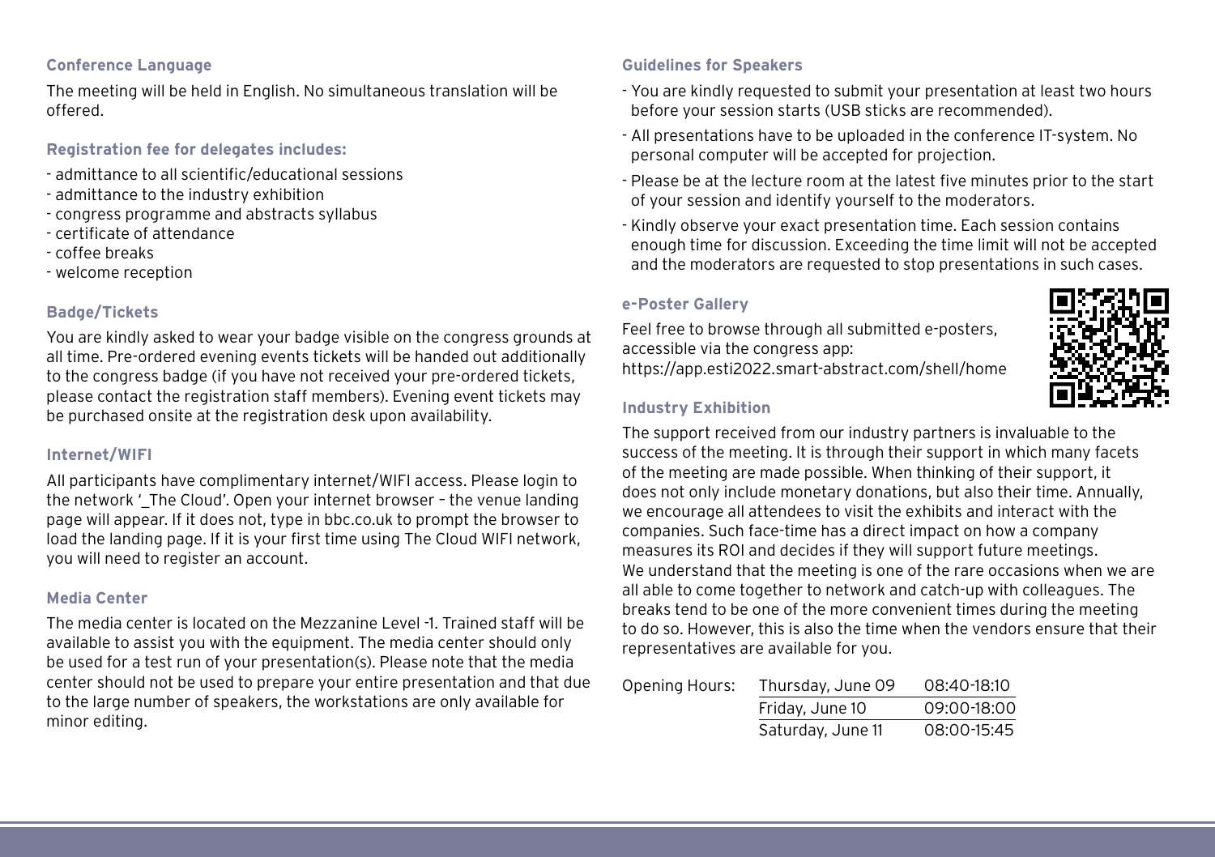## Conference Language

The meeting will be held in English. No simultaneous translation will be offered.

## Registration fee for delegates includes:

- admittance to all scientific/educational sessions
- admittance to the industry exhibition
- congress programme and abstracts syllabus
- certificate of attendance
- coffee breaks
- welcome reception

## Badge/Tickets

You are kindly asked to wear your badge visible on the congress grounds at all time. Pre-ordered evening events tickets will be handed out additionally to the congress badge (if you have not received your pre-ordered tickets, please contact the registration staff members). Evening event tickets may be purchased onsite at the registration desk upon availability.

## Internet/WIFI

All participants have complimentary internet/WIFI access. Please login to the network '_The Cloud'. Open your internet browser – the venue landing page will appear. If it does not, type in bbc.co.uk to prompt the browser to load the landing page. If it is your first time using The Cloud WIFI network, you will need to register an account.

## Media Center

The media center is located on the Mezzanine Level -1. Trained staff will be available to assist you with the equipment. The media center should only be used for a test run of your presentation(s). Please note that the media center should not be used to prepare your entire presentation and that due to the large number of speakers, the workstations are only available for minor editing.

## Guidelines for Speakers

- You are kindly requested to submit your presentation at least two hours before your session starts (USB sticks are recommended).
- All presentations have to be uploaded in the conference IT-system. No personal computer will be accepted for projection.
- Please be at the lecture room at the latest five minutes prior to the start of your session and identify yourself to the moderators.
- Kindly observe your exact presentation time. Each session contains enough time for discussion. Exceeding the time limit will not be accepted and the moderators are requested to stop presentations in such cases.

## e-Poster Gallery

Feel free to browse through all submitted e-posters, accessible via the congress app:
https://app.esti2022.smart-abstract.com/shell/home

## Industry Exhibition

The support received from our industry partners is invaluable to the success of the meeting. It is through their support in which many facets of the meeting are made possible. When thinking of their support, it does not only include monetary donations, but also their time. Annually, we encourage all attendees to visit the exhibits and interact with the companies. Such face-time has a direct impact on how a company measures its ROI and decides if they will support future meetings.
We understand that the meeting is one of the rare occasions when we are all able to come together to network and catch-up with colleagues. The breaks tend to be one of the more convenient times during the meeting to do so. However, this is also the time when the vendors ensure that their representatives are available for you.

| Opening Hours: | Thursday, June 09 | 08:40-18:10 |
|---|---|---|
| | Friday, June 10 | 09:00-18:00 |
| | Saturday, June 11 | 08:00-15:45 |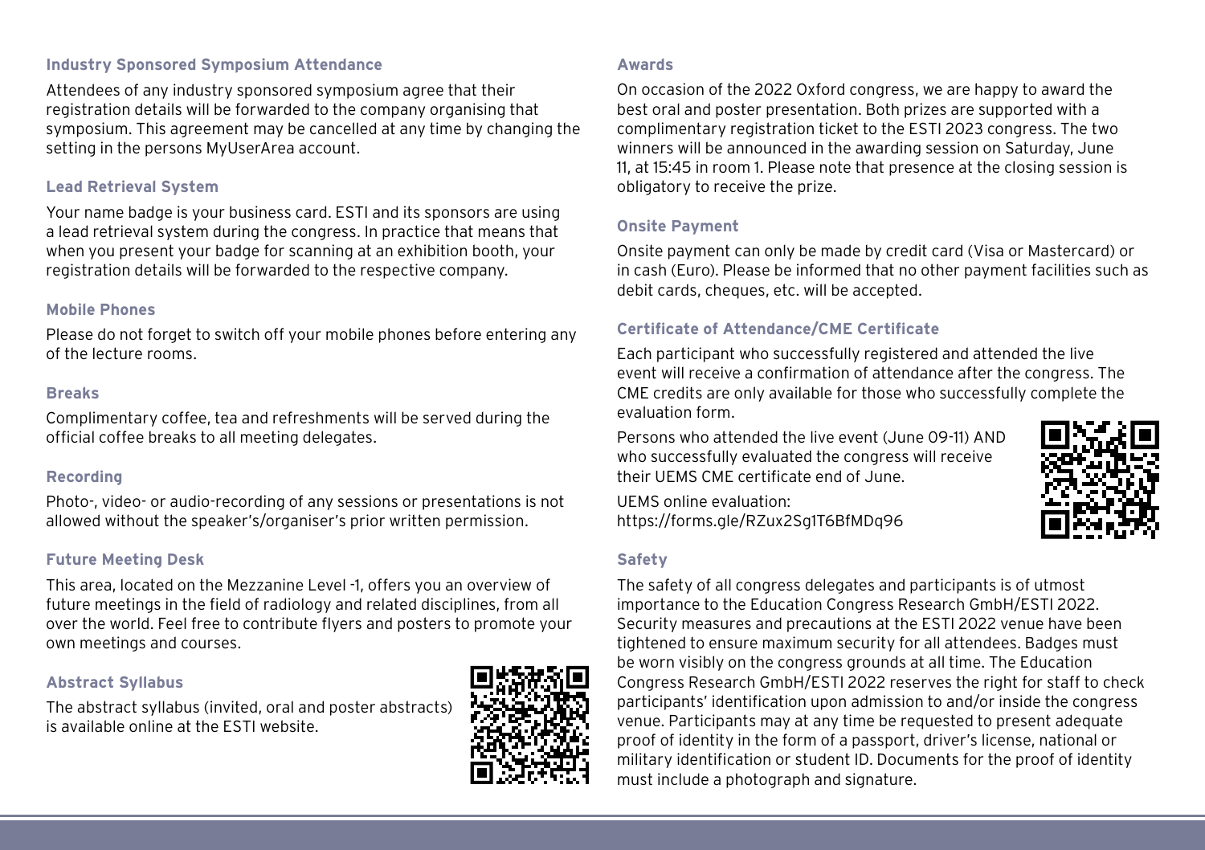### Industry Sponsored Symposium Attendance

Attendees of any industry sponsored symposium agree that their registration details will be forwarded to the company organising that symposium. This agreement may be cancelled at any time by changing the setting in the persons MyUserArea account.

### Lead Retrieval System

Your name badge is your business card. ESTI and its sponsors are using a lead retrieval system during the congress. In practice that means that when you present your badge for scanning at an exhibition booth, your registration details will be forwarded to the respective company.

### Mobile Phones

Please do not forget to switch off your mobile phones before entering any of the lecture rooms.

### Breaks

Complimentary coffee, tea and refreshments will be served during the official coffee breaks to all meeting delegates.

### Recording

Photo-, video- or audio-recording of any sessions or presentations is not allowed without the speaker's/organiser's prior written permission.

### Future Meeting Desk

This area, located on the Mezzanine Level -1, offers you an overview of future meetings in the field of radiology and related disciplines, from all over the world. Feel free to contribute flyers and posters to promote your own meetings and courses.

### Abstract Syllabus

The abstract syllabus (invited, oral and poster abstracts) is available online at the ESTI website.

### Awards

On occasion of the 2022 Oxford congress, we are happy to award the best oral and poster presentation. Both prizes are supported with a complimentary registration ticket to the ESTI 2023 congress. The two winners will be announced in the awarding session on Saturday, June 11, at 15:45 in room 1. Please note that presence at the closing session is obligatory to receive the prize.

### Onsite Payment

Onsite payment can only be made by credit card (Visa or Mastercard) or in cash (Euro). Please be informed that no other payment facilities such as debit cards, cheques, etc. will be accepted.

### Certificate of Attendance/CME Certificate

Each participant who successfully registered and attended the live event will receive a confirmation of attendance after the congress. The CME credits are only available for those who successfully complete the evaluation form.

Persons who attended the live event (June 09-11) AND who successfully evaluated the congress will receive their UEMS CME certificate end of June.

UEMS online evaluation:
https://forms.gle/RZux2Sg1T6BfMDq96

### Safety

The safety of all congress delegates and participants is of utmost importance to the Education Congress Research GmbH/ESTI 2022. Security measures and precautions at the ESTI 2022 venue have been tightened to ensure maximum security for all attendees. Badges must be worn visibly on the congress grounds at all time. The Education Congress Research GmbH/ESTI 2022 reserves the right for staff to check participants' identification upon admission to and/or inside the congress venue. Participants may at any time be requested to present adequate proof of identity in the form of a passport, driver's license, national or military identification or student ID. Documents for the proof of identity must include a photograph and signature.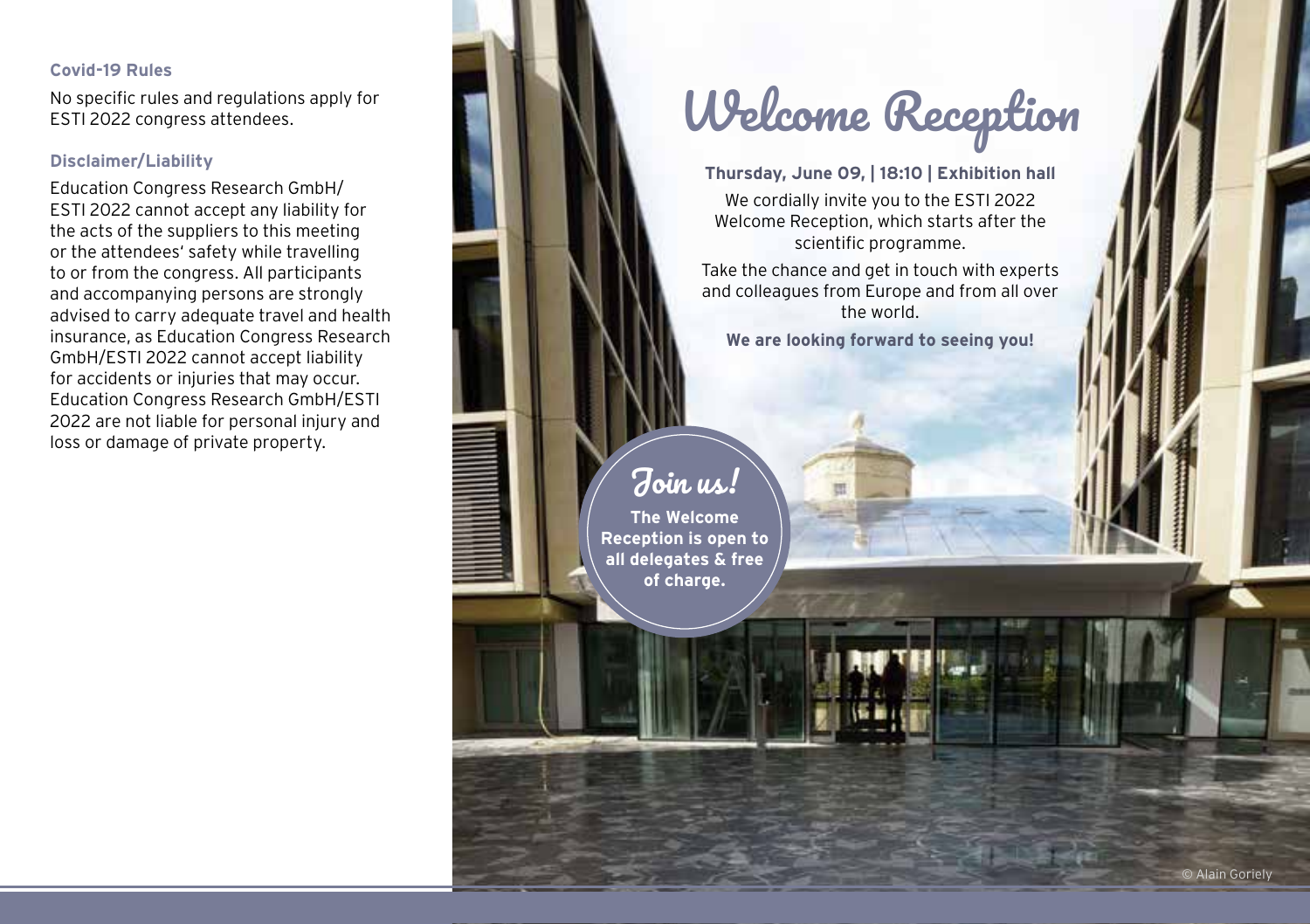### Covid-19 Rules

No specific rules and regulations apply for ESTI 2022 congress attendees.

### Disclaimer/Liability

Education Congress Research GmbH/ ESTI 2022 cannot accept any liability for the acts of the suppliers to this meeting or the attendees' safety while travelling to or from the congress. All participants and accompanying persons are strongly advised to carry adequate travel and health insurance, as Education Congress Research GmbH/ESTI 2022 cannot accept liability for accidents or injuries that may occur. Education Congress Research GmbH/ESTI 2022 are not liable for personal injury and loss or damage of private property.

# Welcome Reception

**Thursday, June 09, | 18:10 | Exhibition hall**

We cordially invite you to the ESTI 2022 Welcome Reception, which starts after the scientific programme.

Take the chance and get in touch with experts and colleagues from Europe and from all over the world.

**We are looking forward to seeing you!**

## Join us!

**The Welcome Reception is open to all delegates & free of charge.**

© Alain Goriely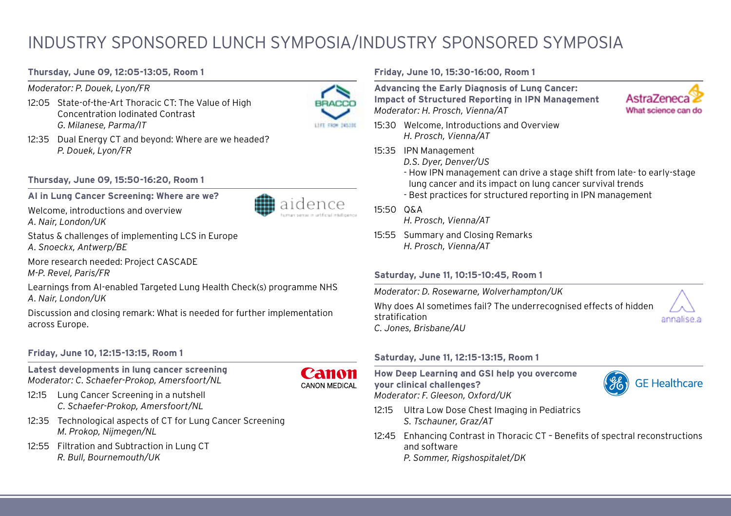# INDUSTRY SPONSORED LUNCH SYMPOSIA/INDUSTRY SPONSORED SYMPOSIA

### Thursday, June 09, 12:05-13:05, Room 1

*Moderator: P. Douek, Lyon/FR*

12:05 State-of-the-Art Thoracic CT: The Value of High Concentration Iodinated Contrast
*G. Milanese, Parma/IT*

12:35 Dual Energy CT and beyond: Where are we headed?
*P. Douek, Lyon/FR*

### Thursday, June 09, 15:50-16:20, Room 1

**AI in Lung Cancer Screening: Where are we?**

Welcome, introductions and overview
*A. Nair, London/UK*

Status & challenges of implementing LCS in Europe
*A. Snoeckx, Antwerp/BE*

More research needed: Project CASCADE
*M-P. Revel, Paris/FR*

Learnings from AI-enabled Targeted Lung Health Check(s) programme NHS
*A. Nair, London/UK*

Discussion and closing remark: What is needed for further implementation across Europe.

### Friday, June 10, 12:15-13:15, Room 1

**Latest developments in lung cancer screening**
*Moderator: C. Schaefer-Prokop, Amersfoort/NL*

12:15 Lung Cancer Screening in a nutshell
*C. Schaefer-Prokop, Amersfoort/NL*

12:35 Technological aspects of CT for Lung Cancer Screening
*M. Prokop, Nijmegen/NL*

12:55 Filtration and Subtraction in Lung CT
*R. Bull, Bournemouth/UK*

### Friday, June 10, 15:30-16:00, Room 1

**Advancing the Early Diagnosis of Lung Cancer: Impact of Structured Reporting in IPN Management**
*Moderator: H. Prosch, Vienna/AT*

15:30 Welcome, Introductions and Overview
*H. Prosch, Vienna/AT*

15:35 IPN Management
*D.S. Dyer, Denver/US*
- How IPN management can drive a stage shift from late- to early-stage lung cancer and its impact on lung cancer survival trends
- Best practices for structured reporting in IPN management

15:50 Q&A
*H. Prosch, Vienna/AT*

15:55 Summary and Closing Remarks
*H. Prosch, Vienna/AT*

### Saturday, June 11, 10:15-10:45, Room 1

*Moderator: D. Rosewarne, Wolverhampton/UK*

Why does AI sometimes fail? The underrecognised effects of hidden stratification
*C. Jones, Brisbane/AU*

### Saturday, June 11, 12:15-13:15, Room 1

**How Deep Learning and GSI help you overcome your clinical challenges?**
*Moderator: F. Gleeson, Oxford/UK*

12:15 Ultra Low Dose Chest Imaging in Pediatrics
*S. Tschauner, Graz/AT*

12:45 Enhancing Contrast in Thoracic CT – Benefits of spectral reconstructions and software
*P. Sommer, Rigshospitalet/DK*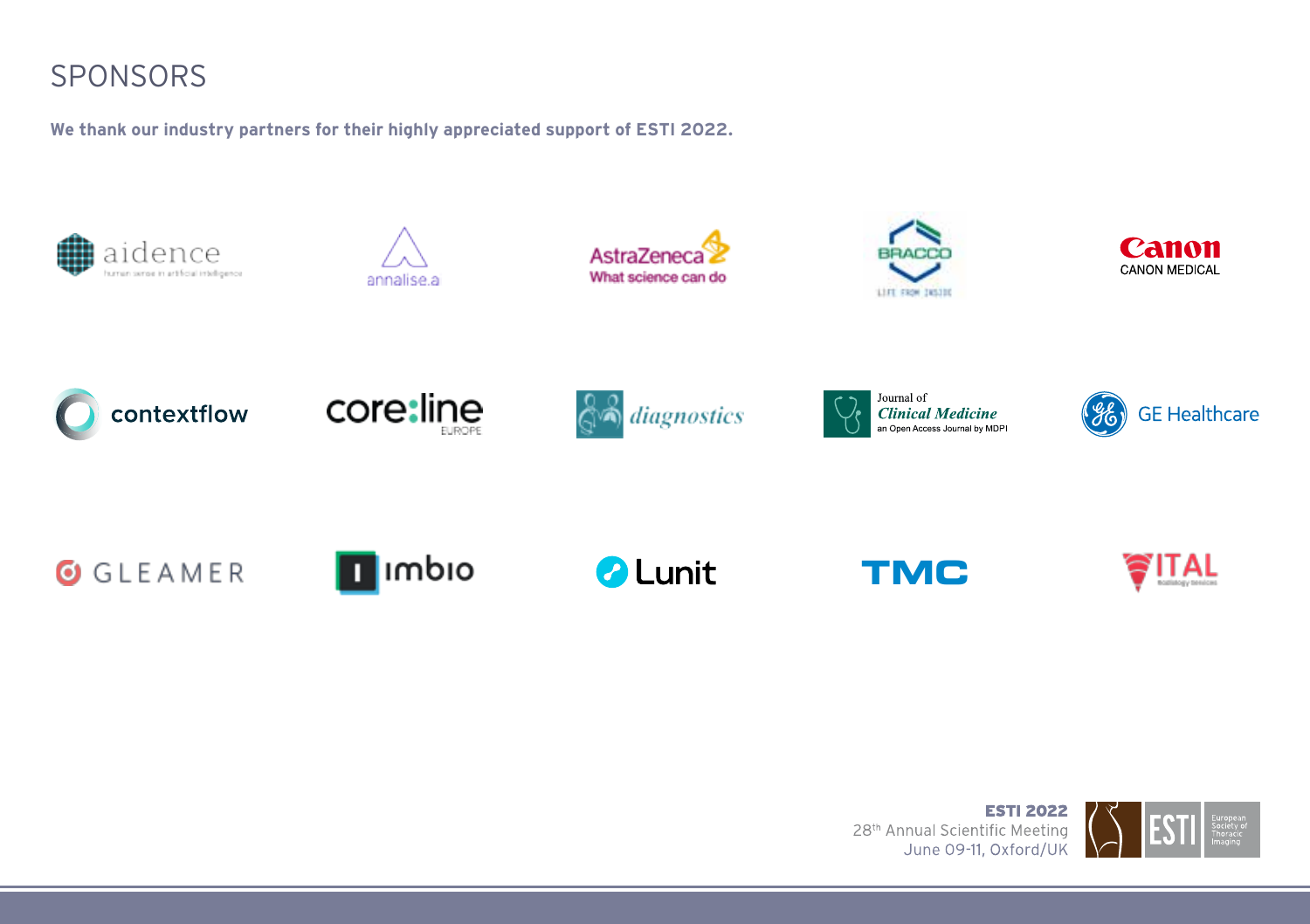# SPONSORS

**We thank our industry partners for their highly appreciated support of ESTI 2022.**

aidence
human sense in artificial intelligence

annalise.ai

AstraZeneca
What science can do

BRACCO
LIFE FROM INSIDE

Canon
CANON MEDICAL

contextflow

core:line
EUROPE

diagnostics

Journal of
*Clinical Medicine*
an Open Access Journal by MDPI

GE Healthcare

GLEAMER

imbio

Lunit

TMC

ITAL
Radiology Services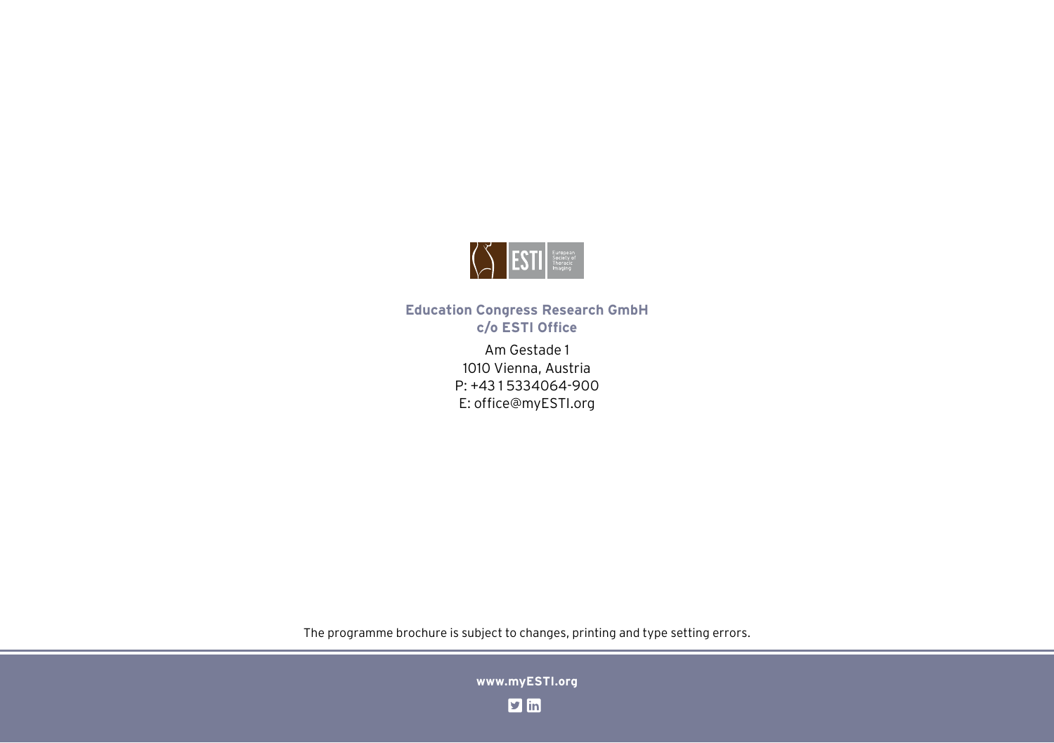**Education Congress Research GmbH**
**c/o ESTI Office**

Am Gestade 1
1010 Vienna, Austria
P: +43 1 5334064-900
E: office@myESTI.org

The programme brochure is subject to changes, printing and type setting errors.

**www.myESTI.org**